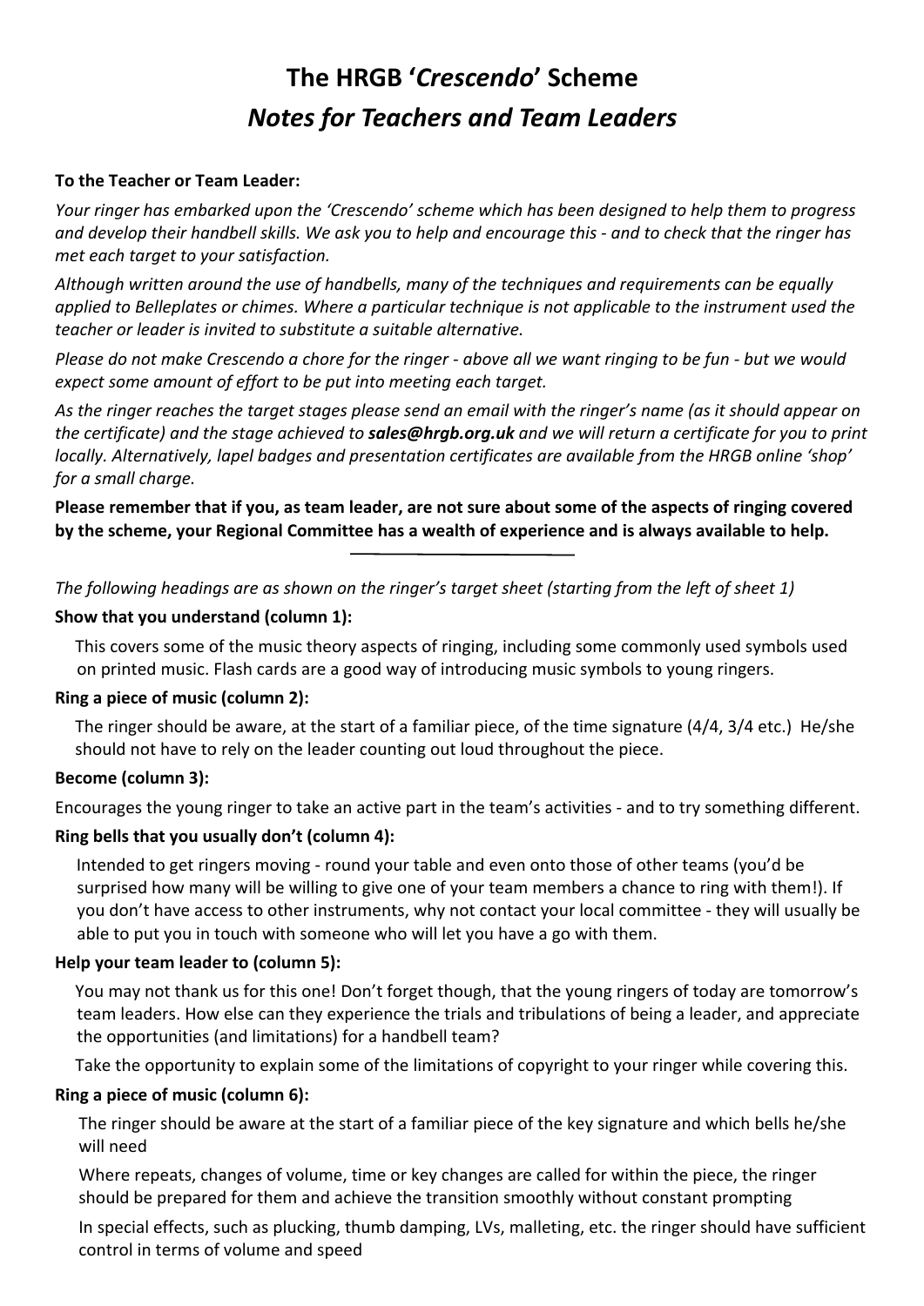# The HRGB '*Crescendo*' Scheme

## *Notes for Teachers and Team Leaders*

**To the Teacher or Team Leader:**

*Your ringer has embarked upon the 'Crescendo' scheme which has been designed to help them to progress and develop their handbell skills. We ask you to help and encourage this - and to check that the ringer has met each target to your satisfaction.*

*Although written around the use of handbells, many of the techniques and requirements can be equally applied to Belleplates or chimes. Where a particular technique is not applicable to the instrument used the teacher or leader is invited to substitute a suitable alternative.*

*Please do not make Crescendo a chore for the ringer - above all we want ringing to be fun - but we would expect some amount of effort to be put into meeting each target.*

*As the ringer reaches the target stages please send an email with the ringer's name (as it should appear on the certificate) and the stage achieved to* ***sales@hrgb.org.uk*** *and we will return a certificate for you to print locally. Alternatively, lapel badges and presentation certificates are available from the HRGB online 'shop' for a small charge.*

**Please remember that if you, as team leader, are not sure about some of the aspects of ringing covered by the scheme, your Regional Committee has a wealth of experience and is always available to help.**

---

*The following headings are as shown on the ringer's target sheet (starting from the left of sheet 1)*

**Show that you understand (column 1):**

This covers some of the music theory aspects of ringing, including some commonly used symbols used on printed music. Flash cards are a good way of introducing music symbols to young ringers.

**Ring a piece of music (column 2):**

The ringer should be aware, at the start of a familiar piece, of the time signature (4/4, 3/4 etc.) He/she should not have to rely on the leader counting out loud throughout the piece.

**Become (column 3):**

Encourages the young ringer to take an active part in the team's activities - and to try something different.

**Ring bells that you usually don't (column 4):**

Intended to get ringers moving - round your table and even onto those of other teams (you'd be surprised how many will be willing to give one of your team members a chance to ring with them!). If you don't have access to other instruments, why not contact your local committee - they will usually be able to put you in touch with someone who will let you have a go with them.

**Help your team leader to (column 5):**

You may not thank us for this one! Don't forget though, that the young ringers of today are tomorrow's team leaders. How else can they experience the trials and tribulations of being a leader, and appreciate the opportunities (and limitations) for a handbell team?

Take the opportunity to explain some of the limitations of copyright to your ringer while covering this.

**Ring a piece of music (column 6):**

The ringer should be aware at the start of a familiar piece of the key signature and which bells he/she will need

Where repeats, changes of volume, time or key changes are called for within the piece, the ringer should be prepared for them and achieve the transition smoothly without constant prompting

In special effects, such as plucking, thumb damping, LVs, malleting, etc. the ringer should have sufficient control in terms of volume and speed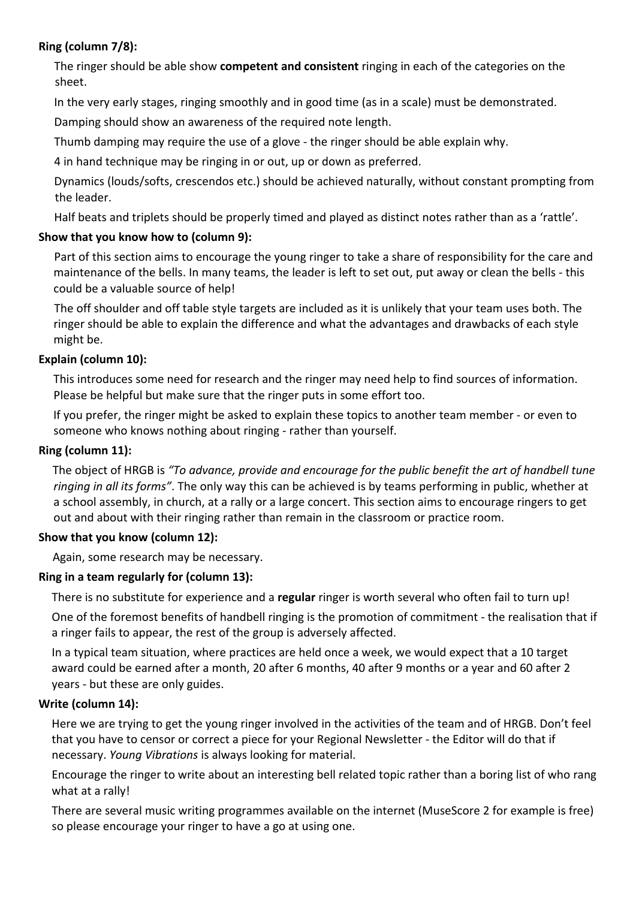**Ring (column 7/8):**

The ringer should be able show **competent and consistent** ringing in each of the categories on the sheet.

In the very early stages, ringing smoothly and in good time (as in a scale) must be demonstrated.

Damping should show an awareness of the required note length.

Thumb damping may require the use of a glove - the ringer should be able explain why.

4 in hand technique may be ringing in or out, up or down as preferred.

Dynamics (louds/softs, crescendos etc.) should be achieved naturally, without constant prompting from the leader.

Half beats and triplets should be properly timed and played as distinct notes rather than as a 'rattle'.

**Show that you know how to (column 9):**

Part of this section aims to encourage the young ringer to take a share of responsibility for the care and maintenance of the bells. In many teams, the leader is left to set out, put away or clean the bells - this could be a valuable source of help!

The off shoulder and off table style targets are included as it is unlikely that your team uses both. The ringer should be able to explain the difference and what the advantages and drawbacks of each style might be.

**Explain (column 10):**

This introduces some need for research and the ringer may need help to find sources of information. Please be helpful but make sure that the ringer puts in some effort too.

If you prefer, the ringer might be asked to explain these topics to another team member - or even to someone who knows nothing about ringing - rather than yourself.

**Ring (column 11):**

The object of HRGB is *"To advance, provide and encourage for the public benefit the art of handbell tune ringing in all its forms"*. The only way this can be achieved is by teams performing in public, whether at a school assembly, in church, at a rally or a large concert. This section aims to encourage ringers to get out and about with their ringing rather than remain in the classroom or practice room.

**Show that you know (column 12):**

Again, some research may be necessary.

**Ring in a team regularly for (column 13):**

There is no substitute for experience and a **regular** ringer is worth several who often fail to turn up!

One of the foremost benefits of handbell ringing is the promotion of commitment - the realisation that if a ringer fails to appear, the rest of the group is adversely affected.

In a typical team situation, where practices are held once a week, we would expect that a 10 target award could be earned after a month, 20 after 6 months, 40 after 9 months or a year and 60 after 2 years - but these are only guides.

**Write (column 14):**

Here we are trying to get the young ringer involved in the activities of the team and of HRGB. Don't feel that you have to censor or correct a piece for your Regional Newsletter - the Editor will do that if necessary. *Young Vibrations* is always looking for material.

Encourage the ringer to write about an interesting bell related topic rather than a boring list of who rang what at a rally!

There are several music writing programmes available on the internet (MuseScore 2 for example is free) so please encourage your ringer to have a go at using one.